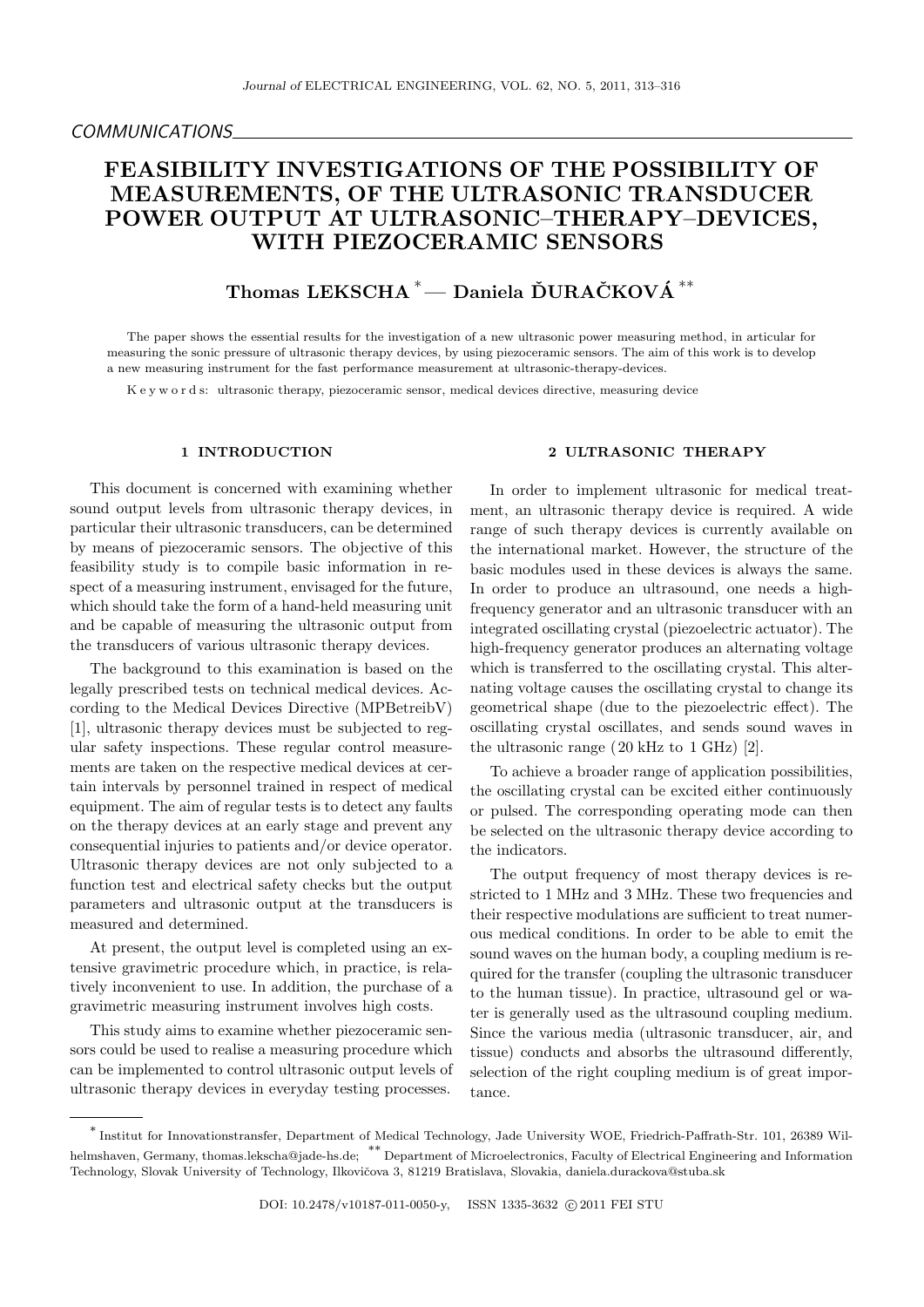COMMUNICATIONS

# FEASIBILITY INVESTIGATIONS OF THE POSSIBILITY OF MEASUREMENTS, OF THE ULTRASONIC TRANSDUCER POWER OUTPUT AT ULTRASONIC–THERAPY–DEVICES, WITH PIEZOCERAMIC SENSORS

**Thomas LEKSCHA [*] — Daniela ĎURAČKOVÁ [**]**

The paper shows the essential results for the investigation of a new ultrasonic power measuring method, in articular for measuring the sonic pressure of ultrasonic therapy devices, by using piezoceramic sensors. The aim of this work is to develop a new measuring instrument for the fast performance measurement at ultrasonic-therapy-devices.

K e y w o r d s: ultrasonic therapy, piezoceramic sensor, medical devices directive, measuring device

## 1 INTRODUCTION

This document is concerned with examining whether sound output levels from ultrasonic therapy devices, in particular their ultrasonic transducers, can be determined by means of piezoceramic sensors. The objective of this feasibility study is to compile basic information in respect of a measuring instrument, envisaged for the future, which should take the form of a hand-held measuring unit and be capable of measuring the ultrasonic output from the transducers of various ultrasonic therapy devices.

The background to this examination is based on the legally prescribed tests on technical medical devices. According to the Medical Devices Directive (MPBetreibV) [1], ultrasonic therapy devices must be subjected to regular safety inspections. These regular control measurements are taken on the respective medical devices at certain intervals by personnel trained in respect of medical equipment. The aim of regular tests is to detect any faults on the therapy devices at an early stage and prevent any consequential injuries to patients and/or device operator. Ultrasonic therapy devices are not only subjected to a function test and electrical safety checks but the output parameters and ultrasonic output at the transducers is measured and determined.

At present, the output level is completed using an extensive gravimetric procedure which, in practice, is relatively inconvenient to use. In addition, the purchase of a gravimetric measuring instrument involves high costs.

This study aims to examine whether piezoceramic sensors could be used to realise a measuring procedure which can be implemented to control ultrasonic output levels of ultrasonic therapy devices in everyday testing processes.

## 2 ULTRASONIC THERAPY

In order to implement ultrasonic for medical treatment, an ultrasonic therapy device is required. A wide range of such therapy devices is currently available on the international market. However, the structure of the basic modules used in these devices is always the same. In order to produce an ultrasound, one needs a high-frequency generator and an ultrasonic transducer with an integrated oscillating crystal (piezoelectric actuator). The high-frequency generator produces an alternating voltage which is transferred to the oscillating crystal. This alternating voltage causes the oscillating crystal to change its geometrical shape (due to the piezoelectric effect). The oscillating crystal oscillates, and sends sound waves in the ultrasonic range (20 kHz to 1 GHz) [2].

To achieve a broader range of application possibilities, the oscillating crystal can be excited either continuously or pulsed. The corresponding operating mode can then be selected on the ultrasonic therapy device according to the indicators.

The output frequency of most therapy devices is restricted to 1 MHz and 3 MHz. These two frequencies and their respective modulations are sufficient to treat numerous medical conditions. In order to be able to emit the sound waves on the human body, a coupling medium is required for the transfer (coupling the ultrasonic transducer to the human tissue). In practice, ultrasound gel or water is generally used as the ultrasound coupling medium. Since the various media (ultrasonic transducer, air, and tissue) conducts and absorbs the ultrasound differently, selection of the right coupling medium is of great importance.

---

[*] Institut for Innovationstransfer, Department of Medical Technology, Jade University WOE, Friedrich-Paffrath-Str. 101, 26389 Wilhelmshaven, Germany, thomas.lekscha@jade-hs.de; [**] Department of Microelectronics, Faculty of Electrical Engineering and Information Technology, Slovak University of Technology, Ilkovičova 3, 81219 Bratislava, Slovakia, daniela.durackova@stuba.sk

DOI: 10.2478/v10187-011-0050-y, ISSN 1335-3632 © 2011 FEI STU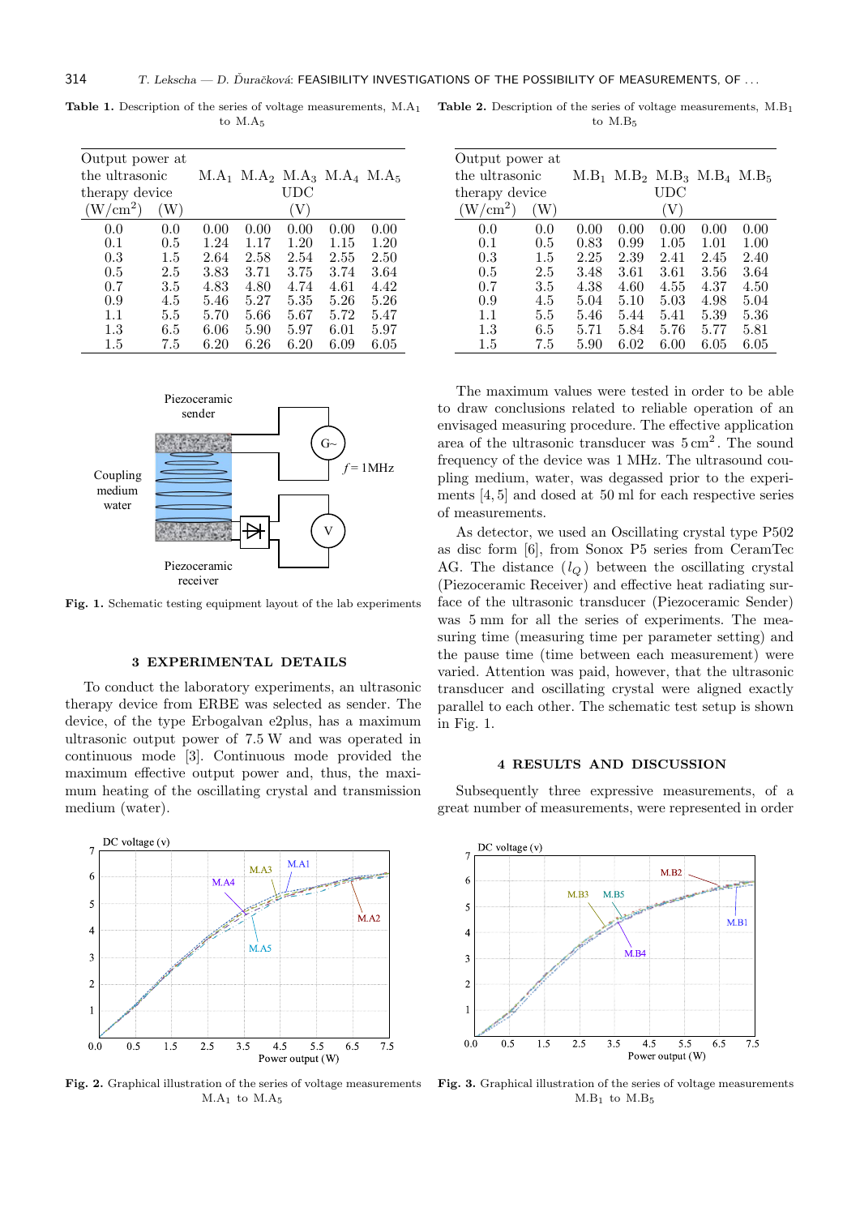**Table 1.** Description of the series of voltage measurements, $M.A_1$ to $M.A_5$

| Output power at the ultrasonic therapy device (W/cm$^2$) | (W) | $M.A_1$ | $M.A_2$ | $M.A_3$ | $M.A_4$ | $M.A_5$ |
|---|---|---|---|---|---|---|
| | | | | UDC (V) | | |
| 0.0 | 0.0 | 0.00 | 0.00 | 0.00 | 0.00 | 0.00 |
| 0.1 | 0.5 | 1.24 | 1.17 | 1.20 | 1.15 | 1.20 |
| 0.3 | 1.5 | 2.64 | 2.58 | 2.54 | 2.55 | 2.50 |
| 0.5 | 2.5 | 3.83 | 3.71 | 3.75 | 3.74 | 3.64 |
| 0.7 | 3.5 | 4.83 | 4.80 | 4.74 | 4.61 | 4.42 |
| 0.9 | 4.5 | 5.46 | 5.27 | 5.35 | 5.26 | 5.26 |
| 1.1 | 5.5 | 5.70 | 5.66 | 5.67 | 5.72 | 5.47 |
| 1.3 | 6.5 | 6.06 | 5.90 | 5.97 | 6.01 | 5.97 |
| 1.5 | 7.5 | 6.20 | 6.26 | 6.20 | 6.09 | 6.05 |

**Table 2.** Description of the series of voltage measurements, $M.B_1$ to $M.B_5$

| Output power at the ultrasonic therapy device (W/cm$^2$) | (W) | $M.B_1$ | $M.B_2$ | $M.B_3$ | $M.B_4$ | $M.B_5$ |
|---|---|---|---|---|---|---|
| | | | | UDC (V) | | |
| 0.0 | 0.0 | 0.00 | 0.00 | 0.00 | 0.00 | 0.00 |
| 0.1 | 0.5 | 0.83 | 0.99 | 1.05 | 1.01 | 1.00 |
| 0.3 | 1.5 | 2.25 | 2.39 | 2.41 | 2.45 | 2.40 |
| 0.5 | 2.5 | 3.48 | 3.61 | 3.61 | 3.56 | 3.64 |
| 0.7 | 3.5 | 4.38 | 4.60 | 4.55 | 4.37 | 4.50 |
| 0.9 | 4.5 | 5.04 | 5.10 | 5.03 | 4.98 | 5.04 |
| 1.1 | 5.5 | 5.46 | 5.44 | 5.41 | 5.39 | 5.36 |
| 1.3 | 6.5 | 5.71 | 5.84 | 5.76 | 5.77 | 5.81 |
| 1.5 | 7.5 | 5.90 | 6.02 | 6.00 | 6.05 | 6.05 |

**Fig. 1.** Schematic testing equipment layout of the lab experiments

## 3 EXPERIMENTAL DETAILS

To conduct the laboratory experiments, an ultrasonic therapy device from ERBE was selected as sender. The device, of the type Erbogalvan e2plus, has a maximum ultrasonic output power of 7.5 W and was operated in continuous mode [3]. Continuous mode provided the maximum effective output power and, thus, the maximum heating of the oscillating crystal and transmission medium (water).

The maximum values were tested in order to be able to draw conclusions related to reliable operation of an envisaged measuring procedure. The effective application area of the ultrasonic transducer was 5 cm$^2$. The sound frequency of the device was 1 MHz. The ultrasound coupling medium, water, was degassed prior to the experiments [4, 5] and dosed at 50 ml for each respective series of measurements.

As detector, we used an Oscillating crystal type P502 as disc form [6], from Sonox P5 series from CeramTec AG. The distance ($l_Q$) between the oscillating crystal (Piezoceramic Receiver) and effective heat radiating surface of the ultrasonic transducer (Piezoceramic Sender) was 5 mm for all the series of experiments. The measuring time (measuring time per parameter setting) and the pause time (time between each measurement) were varied. Attention was paid, however, that the ultrasonic transducer and oscillating crystal were aligned exactly parallel to each other. The schematic test setup is shown in Fig. 1.

## 4 RESULTS AND DISCUSSION

Subsequently three expressive measurements, of a great number of measurements, were represented in order

**Fig. 2.** Graphical illustration of the series of voltage measurements $M.A_1$ to $M.A_5$

**Fig. 3.** Graphical illustration of the series of voltage measurements $M.B_1$ to $M.B_5$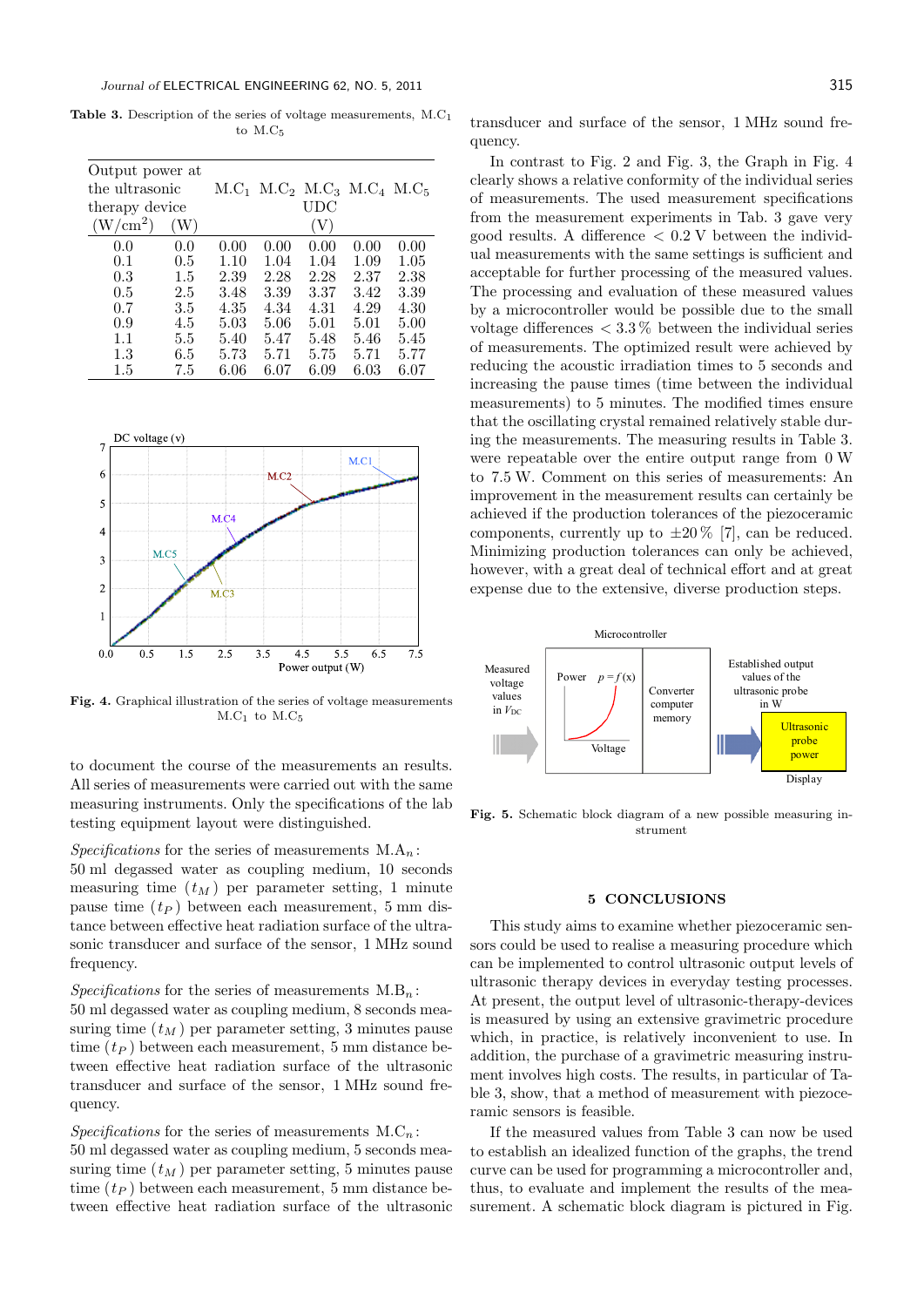**Table 3.** Description of the series of voltage measurements, $M.C_1$ to $M.C_5$

| Output power at the ultrasonic therapy device (W/cm²) | (W) | $M.C_1$ | $M.C_2$ | $M.C_3$ UDC (V) | $M.C_4$ | $M.C_5$ |
|---|---|---|---|---|---|---|
| 0.0 | 0.0 | 0.00 | 0.00 | 0.00 | 0.00 | 0.00 |
| 0.1 | 0.5 | 1.10 | 1.04 | 1.04 | 1.09 | 1.05 |
| 0.3 | 1.5 | 2.39 | 2.28 | 2.28 | 2.37 | 2.38 |
| 0.5 | 2.5 | 3.48 | 3.39 | 3.37 | 3.42 | 3.39 |
| 0.7 | 3.5 | 4.35 | 4.34 | 4.31 | 4.29 | 4.30 |
| 0.9 | 4.5 | 5.03 | 5.06 | 5.01 | 5.01 | 5.00 |
| 1.1 | 5.5 | 5.40 | 5.47 | 5.48 | 5.46 | 5.45 |
| 1.3 | 6.5 | 5.73 | 5.71 | 5.75 | 5.71 | 5.77 |
| 1.5 | 7.5 | 6.06 | 6.07 | 6.09 | 6.03 | 6.07 |

**Fig. 4.** Graphical illustration of the series of voltage measurements $M.C_1$ to $M.C_5$

to document the course of the measurements an results. All series of measurements were carried out with the same measuring instruments. Only the specifications of the lab testing equipment layout were distinguished.

*Specifications* for the series of measurements $M.A_n$: 50 ml degassed water as coupling medium, 10 seconds measuring time ($t_M$) per parameter setting, 1 minute pause time ($t_P$) between each measurement, 5 mm distance between effective heat radiation surface of the ultrasonic transducer and surface of the sensor, 1 MHz sound frequency.

*Specifications* for the series of measurements $M.B_n$: 50 ml degassed water as coupling medium, 8 seconds measuring time ($t_M$) per parameter setting, 3 minutes pause time ($t_P$) between each measurement, 5 mm distance between effective heat radiation surface of the ultrasonic transducer and surface of the sensor, 1 MHz sound frequency.

*Specifications* for the series of measurements $M.C_n$: 50 ml degassed water as coupling medium, 5 seconds measuring time ($t_M$) per parameter setting, 5 minutes pause time ($t_P$) between each measurement, 5 mm distance between effective heat radiation surface of the ultrasonic transducer and surface of the sensor, 1 MHz sound frequency.

In contrast to Fig. 2 and Fig. 3, the Graph in Fig. 4 clearly shows a relative conformity of the individual series of measurements. The used measurement specifications from the measurement experiments in Tab. 3 gave very good results. A difference $< 0.2$ V between the individual measurements with the same settings is sufficient and acceptable for further processing of the measured values. The processing and evaluation of these measured values by a microcontroller would be possible due to the small voltage differences $< 3.3\,\%$ between the individual series of measurements. The optimized result were achieved by reducing the acoustic irradiation times to 5 seconds and increasing the pause times (time between the individual measurements) to 5 minutes. The modified times ensure that the oscillating crystal remained relatively stable during the measurements. The measuring results in Table 3. were repeatable over the entire output range from 0 W to 7.5 W. Comment on this series of measurements: An improvement in the measurement results can certainly be achieved if the production tolerances of the piezoceramic components, currently up to $\pm 20\,\%$ [7], can be reduced. Minimizing production tolerances can only be achieved, however, with a great deal of technical effort and at great expense due to the extensive, diverse production steps.

**Fig. 5.** Schematic block diagram of a new possible measuring instrument

## 5 CONCLUSIONS

This study aims to examine whether piezoceramic sensors could be used to realise a measuring procedure which can be implemented to control ultrasonic output levels of ultrasonic therapy devices in everyday testing processes. At present, the output level of ultrasonic-therapy-devices is measured by using an extensive gravimetric procedure which, in practice, is relatively inconvenient to use. In addition, the purchase of a gravimetric measuring instrument involves high costs. The results, in particular of Table 3, show, that a method of measurement with piezoceramic sensors is feasible.

If the measured values from Table 3 can now be used to establish an idealized function of the graphs, the trend curve can be used for programming a microcontroller and, thus, to evaluate and implement the results of the measurement. A schematic block diagram is pictured in Fig.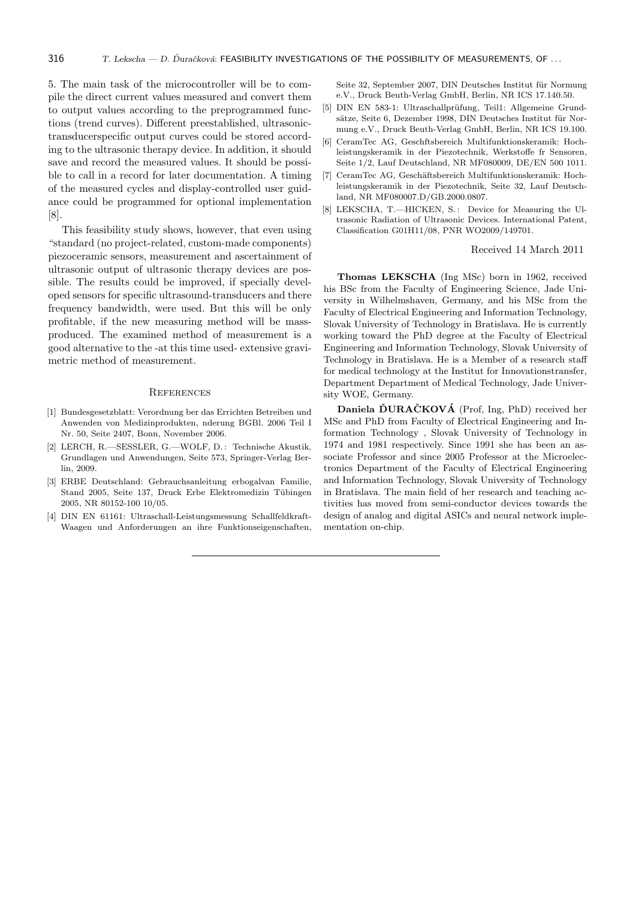5. The main task of the microcontroller will be to compile the direct current values measured and convert them to output values according to the preprogrammed functions (trend curves). Different preestablished, ultrasonic-transducerspecific output curves could be stored according to the ultrasonic therapy device. In addition, it should save and record the measured values. It should be possible to call in a record for later documentation. A timing of the measured cycles and display-controlled user guidance could be programmed for optional implementation [8].

This feasibility study shows, however, that even using "standard (no project-related, custom-made components) piezoceramic sensors, measurement and ascertainment of ultrasonic output of ultrasonic therapy devices are possible. The results could be improved, if specially developed sensors for specific ultrasound-transducers and there frequency bandwidth, were used. But this will be only profitable, if the new measuring method will be mass-produced. The examined method of measurement is a good alternative to the -at this time used- extensive gravimetric method of measurement.

## References

[1] Bundesgesetzblatt: Verordnung ber das Errichten Betreiben und Anwenden von Medizinprodukten, nderung BGBl. 2006 Teil I Nr. 50, Seite 2407, Bonn, November 2006.

[2] LERCH, R.—SESSLER, G.—WOLF, D. : Technische Akustik, Grundlagen und Anwendungen, Seite 573, Springer-Verlag Berlin, 2009.

[3] ERBE Deutschland: Gebrauchsanleitung erbogalvan Familie, Stand 2005, Seite 137, Druck Erbe Elektromedizin Tübingen 2005, NR 80152-100 10/05.

[4] DIN EN 61161: Ultraschall-Leistungsmessung Schallfeldkraft-Waagen und Anforderungen an ihre Funktionseigenschaften, Seite 32, September 2007, DIN Deutsches Institut für Normung e.V., Druck Beuth-Verlag GmbH, Berlin, NR ICS 17.140.50.

[5] DIN EN 583-1: Ultraschallprüfung, Teil1: Allgemeine Grundsätze, Seite 6, Dezember 1998, DIN Deutsches Institut für Normung e.V., Druck Beuth-Verlag GmbH, Berlin, NR ICS 19.100.

[6] CeramTec AG, Geschftsbereich Multifunktionskeramik: Hochleistungskeramik in der Piezotechnik, Werkstoffe fr Sensoren, Seite 1/2, Lauf Deutschland, NR MF080009, DE/EN 500 1011.

[7] CeramTec AG, Geschäftsbereich Multifunktionskeramik: Hochleistungskeramik in der Piezotechnik, Seite 32, Lauf Deutschland, NR MF080007.D/GB.2000.0807.

[8] LEKSCHA, T.—HICKEN, S. : Device for Measuring the Ultrasonic Radiation of Ultrasonic Devices. International Patent, Classification G01H11/08, PNR WO2009/149701.

Received 14 March 2011

**Thomas LEKSCHA** (Ing MSc) born in 1962, received his BSc from the Faculty of Engineering Science, Jade University in Wilhelmshaven, Germany, and his MSc from the Faculty of Electrical Engineering and Information Technology, Slovak University of Technology in Bratislava. He is currently working toward the PhD degree at the Faculty of Electrical Engineering and Information Technology, Slovak University of Technology in Bratislava. He is a Member of a research staff for medical technology at the Institut for Innovationstransfer, Department Department of Medical Technology, Jade University WOE, Germany.

**Daniela ĎURAČKOVÁ** (Prof, Ing, PhD) received her MSc and PhD from Faculty of Electrical Engineering and Information Technology , Slovak University of Technology in 1974 and 1981 respectively. Since 1991 she has been an associate Professor and since 2005 Professor at the Microelectronics Department of the Faculty of Electrical Engineering and Information Technology, Slovak University of Technology in Bratislava. The main field of her research and teaching activities has moved from semi-conductor devices towards the design of analog and digital ASICs and neural network implementation on-chip.